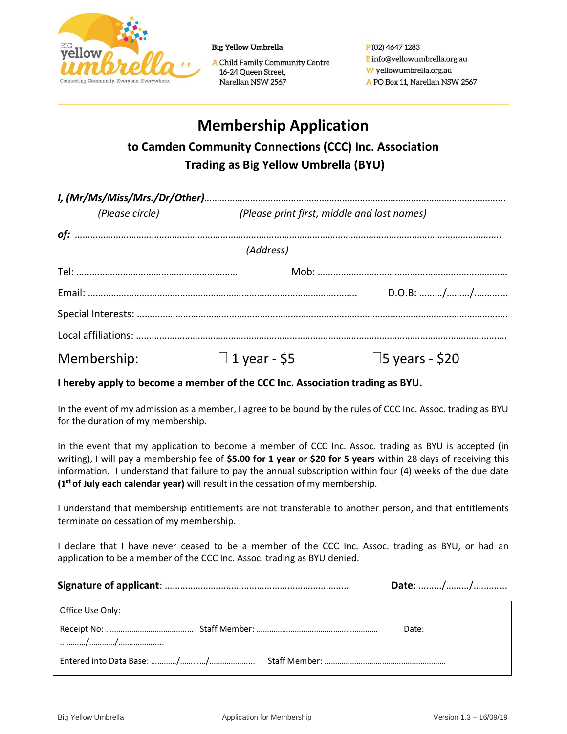Big Yellow Umbrella

A Child Family Community Centre
16-24 Queen Street,
Narellan NSW 2567

P (02) 4647 1283
E info@yellowumbrella.org.au
W yellowumbrella.org.au
A PO Box 11, Narellan NSW 2567

# Membership Application

## to Camden Community Connections (CCC) Inc. Association
## Trading as Big Yellow Umbrella (BYU)

***I, (Mr/Ms/Miss/Mrs./Dr/Other)***……………………………………………………………………………………………………….

*(Please circle)* *(Please print first, middle and last names)*

***of:*** ………………………………………………………………………………………………………………………………………….

*(Address)*

Tel: ……………………………………………………… Mob: ………………………………………………………………….

Email: …………………………………………………………………………………………….. D.O.B: ………/………/………...

Special Interests: ……………………………………………………………………………………………………………………….

Local affiliations: ……………………………………………………………………………………………………………………….

Membership: ☐ 1 year - $5 ☐ 5 years - $20

**I hereby apply to become a member of the CCC Inc. Association trading as BYU.**

In the event of my admission as a member, I agree to be bound by the rules of CCC Inc. Assoc. trading as BYU for the duration of my membership.

In the event that my application to become a member of CCC Inc. Assoc. trading as BYU is accepted (in writing), I will pay a membership fee of **$5.00 for 1 year or $20 for 5 years** within 28 days of receiving this information. I understand that failure to pay the annual subscription within four (4) weeks of the due date **(1st of July each calendar year)** will result in the cessation of my membership.

I understand that membership entitlements are not transferable to another person, and that entitlements terminate on cessation of my membership.

I declare that I have never ceased to be a member of the CCC Inc. Assoc. trading as BYU, or had an application to be a member of the CCC Inc. Assoc. trading as BYU denied.

**Signature of applicant**: ……………………………………………………………… **Date**: ………/………/………...

Office Use Only:

Receipt No: ………………………………… Staff Member: ……………………………………………… Date: …………/…………/………………..

Entered into Data Base: …………/…………/……………….. Staff Member: ………………………………………………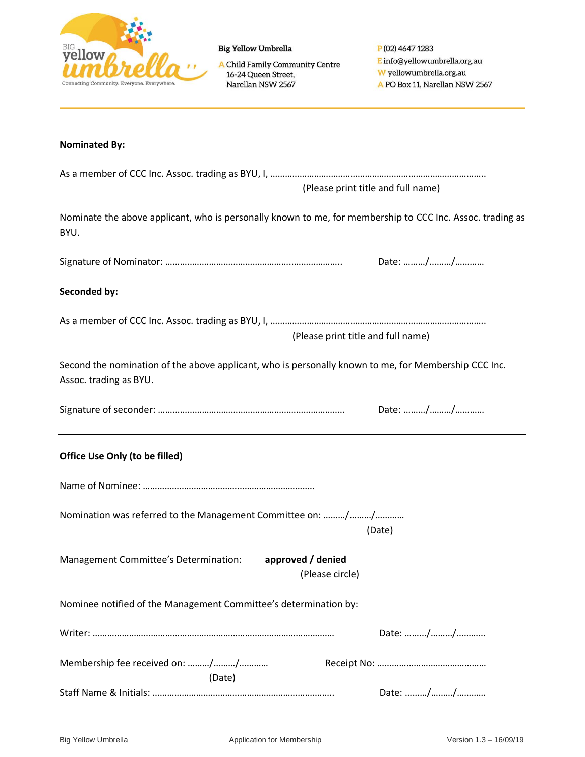Big Yellow Umbrella

A Child Family Community Centre
16-24 Queen Street,
Narellan NSW 2567

P (02) 4647 1283
E info@yellowumbrella.org.au
W yellowumbrella.org.au
A PO Box 11, Narellan NSW 2567

**Nominated By:**

As a member of CCC Inc. Assoc. trading as BYU, I, …………………………………………………………………………….
(Please print title and full name)

Nominate the above applicant, who is personally known to me, for membership to CCC Inc. Assoc. trading as BYU.

Signature of Nominator: ……………………………………………………………….  Date: ………/………/………..

**Seconded by:**

As a member of CCC Inc. Assoc. trading as BYU, I, …………………………………………………………………………….
(Please print title and full name)

Second the nomination of the above applicant, who is personally known to me, for Membership CCC Inc. Assoc. trading as BYU.

Signature of seconder: …………………………………………………………………..  Date: ………/………/………..

---

**Office Use Only (to be filled)**

Name of Nominee: …………………………………………………………….

Nomination was referred to the Management Committee on: ………/………/………..
(Date)

Management Committee's Determination: **approved / denied**
(Please circle)

Nominee notified of the Management Committee's determination by:

Writer: ………………………………………………………………………………………  Date: ………/………/………..

Membership fee received on: ………/………/………..  Receipt No: ……………………………………….
(Date)

Staff Name & Initials: ………………………………………………………………..  Date: ………/………/………..

Big Yellow Umbrella  Application for Membership  Version 1.3 – 16/09/19